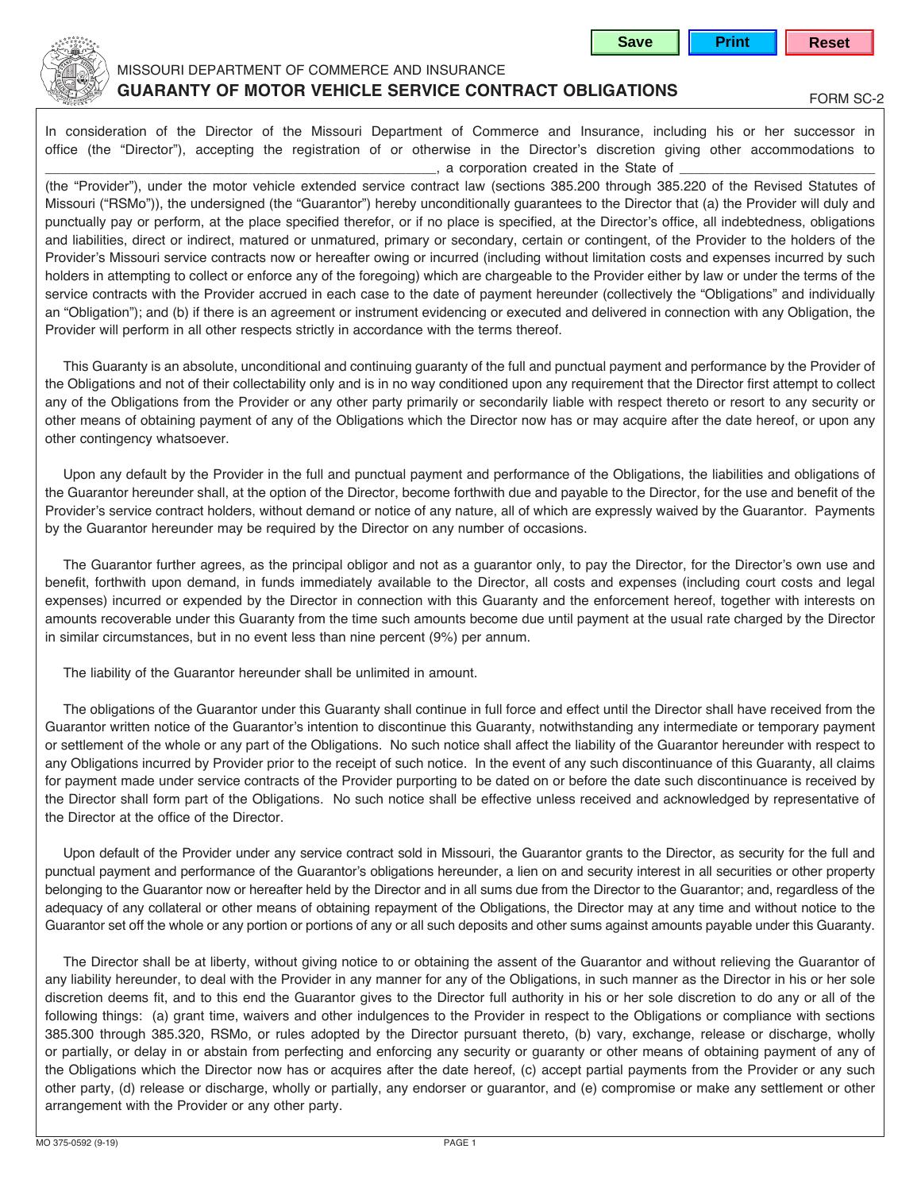MISSOURI DEPARTMENT OF COMMERCE AND INSURANCE

# GUARANTY OF MOTOR VEHICLE SERVICE CONTRACT OBLIGATIONS

FORM SC-2

In consideration of the Director of the Missouri Department of Commerce and Insurance, including his or her successor in office (the "Director"), accepting the registration of or otherwise in the Director's discretion giving other accommodations to \_\_\_\_\_\_\_\_\_\_\_\_\_\_\_\_\_\_\_\_\_\_\_\_\_\_\_\_\_\_\_\_\_\_\_\_\_\_\_\_\_\_\_\_\_\_\_\_, a corporation created in the State of \_\_\_\_\_\_\_\_\_\_\_\_\_\_\_\_\_\_\_\_\_\_\_\_\_\_ (the "Provider"), under the motor vehicle extended service contract law (sections 385.200 through 385.220 of the Revised Statutes of Missouri ("RSMo")), the undersigned (the "Guarantor") hereby unconditionally guarantees to the Director that (a) the Provider will duly and punctually pay or perform, at the place specified therefor, or if no place is specified, at the Director's office, all indebtedness, obligations and liabilities, direct or indirect, matured or unmatured, primary or secondary, certain or contingent, of the Provider to the holders of the Provider's Missouri service contracts now or hereafter owing or incurred (including without limitation costs and expenses incurred by such holders in attempting to collect or enforce any of the foregoing) which are chargeable to the Provider either by law or under the terms of the service contracts with the Provider accrued in each case to the date of payment hereunder (collectively the "Obligations" and individually an "Obligation"); and (b) if there is an agreement or instrument evidencing or executed and delivered in connection with any Obligation, the Provider will perform in all other respects strictly in accordance with the terms thereof.

This Guaranty is an absolute, unconditional and continuing guaranty of the full and punctual payment and performance by the Provider of the Obligations and not of their collectability only and is in no way conditioned upon any requirement that the Director first attempt to collect any of the Obligations from the Provider or any other party primarily or secondarily liable with respect thereto or resort to any security or other means of obtaining payment of any of the Obligations which the Director now has or may acquire after the date hereof, or upon any other contingency whatsoever.

Upon any default by the Provider in the full and punctual payment and performance of the Obligations, the liabilities and obligations of the Guarantor hereunder shall, at the option of the Director, become forthwith due and payable to the Director, for the use and benefit of the Provider's service contract holders, without demand or notice of any nature, all of which are expressly waived by the Guarantor. Payments by the Guarantor hereunder may be required by the Director on any number of occasions.

The Guarantor further agrees, as the principal obligor and not as a guarantor only, to pay the Director, for the Director's own use and benefit, forthwith upon demand, in funds immediately available to the Director, all costs and expenses (including court costs and legal expenses) incurred or expended by the Director in connection with this Guaranty and the enforcement hereof, together with interests on amounts recoverable under this Guaranty from the time such amounts become due until payment at the usual rate charged by the Director in similar circumstances, but in no event less than nine percent (9%) per annum.

The liability of the Guarantor hereunder shall be unlimited in amount.

The obligations of the Guarantor under this Guaranty shall continue in full force and effect until the Director shall have received from the Guarantor written notice of the Guarantor's intention to discontinue this Guaranty, notwithstanding any intermediate or temporary payment or settlement of the whole or any part of the Obligations. No such notice shall affect the liability of the Guarantor hereunder with respect to any Obligations incurred by Provider prior to the receipt of such notice. In the event of any such discontinuance of this Guaranty, all claims for payment made under service contracts of the Provider purporting to be dated on or before the date such discontinuance is received by the Director shall form part of the Obligations. No such notice shall be effective unless received and acknowledged by representative of the Director at the office of the Director.

Upon default of the Provider under any service contract sold in Missouri, the Guarantor grants to the Director, as security for the full and punctual payment and performance of the Guarantor's obligations hereunder, a lien on and security interest in all securities or other property belonging to the Guarantor now or hereafter held by the Director and in all sums due from the Director to the Guarantor; and, regardless of the adequacy of any collateral or other means of obtaining repayment of the Obligations, the Director may at any time and without notice to the Guarantor set off the whole or any portion or portions of any or all such deposits and other sums against amounts payable under this Guaranty.

The Director shall be at liberty, without giving notice to or obtaining the assent of the Guarantor and without relieving the Guarantor of any liability hereunder, to deal with the Provider in any manner for any of the Obligations, in such manner as the Director in his or her sole discretion deems fit, and to this end the Guarantor gives to the Director full authority in his or her sole discretion to do any or all of the following things: (a) grant time, waivers and other indulgences to the Provider in respect to the Obligations or compliance with sections 385.300 through 385.320, RSMo, or rules adopted by the Director pursuant thereto, (b) vary, exchange, release or discharge, wholly or partially, or delay in or abstain from perfecting and enforcing any security or guaranty or other means of obtaining payment of any of the Obligations which the Director now has or acquires after the date hereof, (c) accept partial payments from the Provider or any such other party, (d) release or discharge, wholly or partially, any endorser or guarantor, and (e) compromise or make any settlement or other arrangement with the Provider or any other party.

MO 375-0592 (9-19)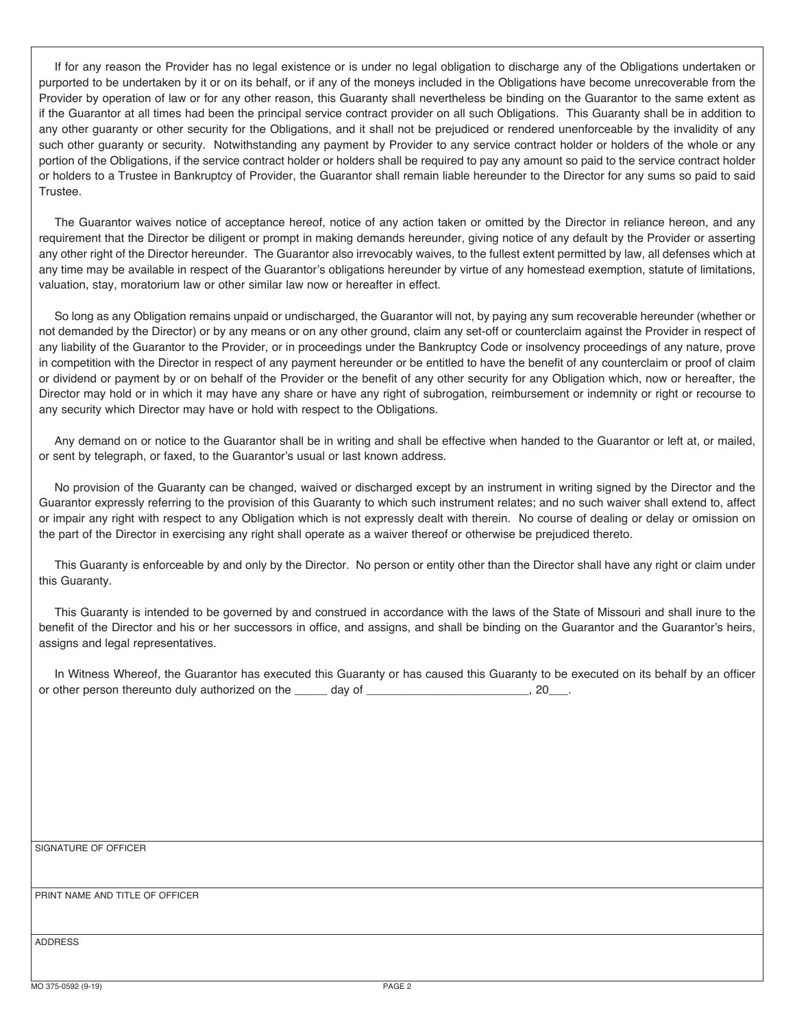If for any reason the Provider has no legal existence or is under no legal obligation to discharge any of the Obligations undertaken or purported to be undertaken by it or on its behalf, or if any of the moneys included in the Obligations have become unrecoverable from the Provider by operation of law or for any other reason, this Guaranty shall nevertheless be binding on the Guarantor to the same extent as if the Guarantor at all times had been the principal service contract provider on all such Obligations. This Guaranty shall be in addition to any other guaranty or other security for the Obligations, and it shall not be prejudiced or rendered unenforceable by the invalidity of any such other guaranty or security. Notwithstanding any payment by Provider to any service contract holder or holders of the whole or any portion of the Obligations, if the service contract holder or holders shall be required to pay any amount so paid to the service contract holder or holders to a Trustee in Bankruptcy of Provider, the Guarantor shall remain liable hereunder to the Director for any sums so paid to said Trustee.

The Guarantor waives notice of acceptance hereof, notice of any action taken or omitted by the Director in reliance hereon, and any requirement that the Director be diligent or prompt in making demands hereunder, giving notice of any default by the Provider or asserting any other right of the Director hereunder. The Guarantor also irrevocably waives, to the fullest extent permitted by law, all defenses which at any time may be available in respect of the Guarantor's obligations hereunder by virtue of any homestead exemption, statute of limitations, valuation, stay, moratorium law or other similar law now or hereafter in effect.

So long as any Obligation remains unpaid or undischarged, the Guarantor will not, by paying any sum recoverable hereunder (whether or not demanded by the Director) or by any means or on any other ground, claim any set-off or counterclaim against the Provider in respect of any liability of the Guarantor to the Provider, or in proceedings under the Bankruptcy Code or insolvency proceedings of any nature, prove in competition with the Director in respect of any payment hereunder or be entitled to have the benefit of any counterclaim or proof of claim or dividend or payment by or on behalf of the Provider or the benefit of any other security for any Obligation which, now or hereafter, the Director may hold or in which it may have any share or have any right of subrogation, reimbursement or indemnity or right or recourse to any security which Director may have or hold with respect to the Obligations.

Any demand on or notice to the Guarantor shall be in writing and shall be effective when handed to the Guarantor or left at, or mailed, or sent by telegraph, or faxed, to the Guarantor's usual or last known address.

No provision of the Guaranty can be changed, waived or discharged except by an instrument in writing signed by the Director and the Guarantor expressly referring to the provision of this Guaranty to which such instrument relates; and no such waiver shall extend to, affect or impair any right with respect to any Obligation which is not expressly dealt with therein. No course of dealing or delay or omission on the part of the Director in exercising any right shall operate as a waiver thereof or otherwise be prejudiced thereto.

This Guaranty is enforceable by and only by the Director. No person or entity other than the Director shall have any right or claim under this Guaranty.

This Guaranty is intended to be governed by and construed in accordance with the laws of the State of Missouri and shall inure to the benefit of the Director and his or her successors in office, and assigns, and shall be binding on the Guarantor and the Guarantor's heirs, assigns and legal representatives.

In Witness Whereof, the Guarantor has executed this Guaranty or has caused this Guaranty to be executed on its behalf by an officer or other person thereunto duly authorized on the _____ day of _________________________, 20___.

SIGNATURE OF OFFICER

PRINT NAME AND TITLE OF OFFICER

ADDRESS

MO 375-0592 (9-19)